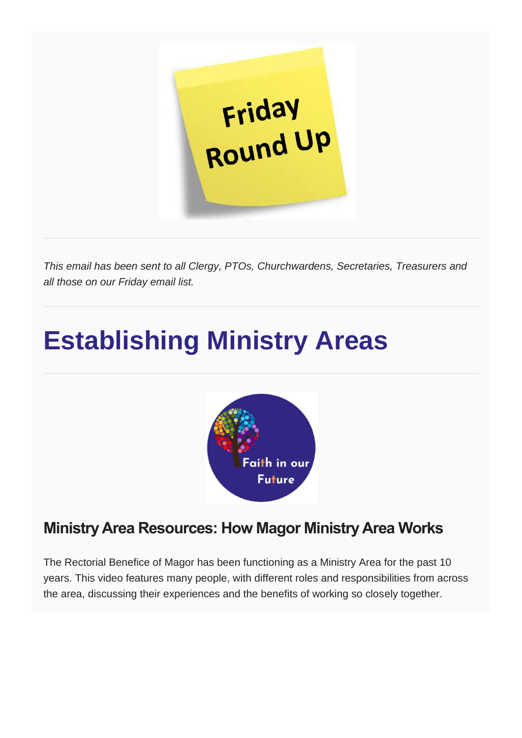Friday Round Up

*This email has been sent to all Clergy, PTOs, Churchwardens, Secretaries, Treasurers and all those on our Friday email list.*

# Establishing Ministry Areas

Faith in our Future

## Ministry Area Resources: How Magor Ministry Area Works

The Rectorial Benefice of Magor has been functioning as a Ministry Area for the past 10 years. This video features many people, with different roles and responsibilities from across the area, discussing their experiences and the benefits of working so closely together.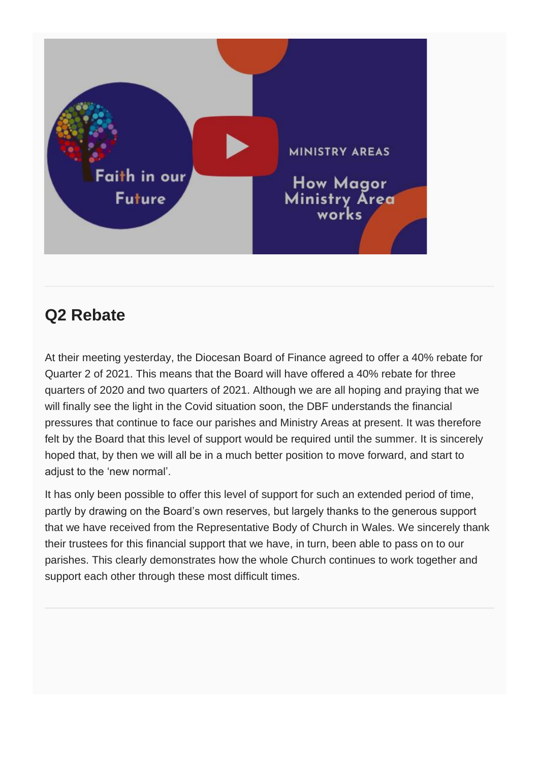## Q2 Rebate

At their meeting yesterday, the Diocesan Board of Finance agreed to offer a 40% rebate for Quarter 2 of 2021. This means that the Board will have offered a 40% rebate for three quarters of 2020 and two quarters of 2021. Although we are all hoping and praying that we will finally see the light in the Covid situation soon, the DBF understands the financial pressures that continue to face our parishes and Ministry Areas at present. It was therefore felt by the Board that this level of support would be required until the summer. It is sincerely hoped that, by then we will all be in a much better position to move forward, and start to adjust to the 'new normal'.

It has only been possible to offer this level of support for such an extended period of time, partly by drawing on the Board's own reserves, but largely thanks to the generous support that we have received from the Representative Body of Church in Wales. We sincerely thank their trustees for this financial support that we have, in turn, been able to pass on to our parishes. This clearly demonstrates how the whole Church continues to work together and support each other through these most difficult times.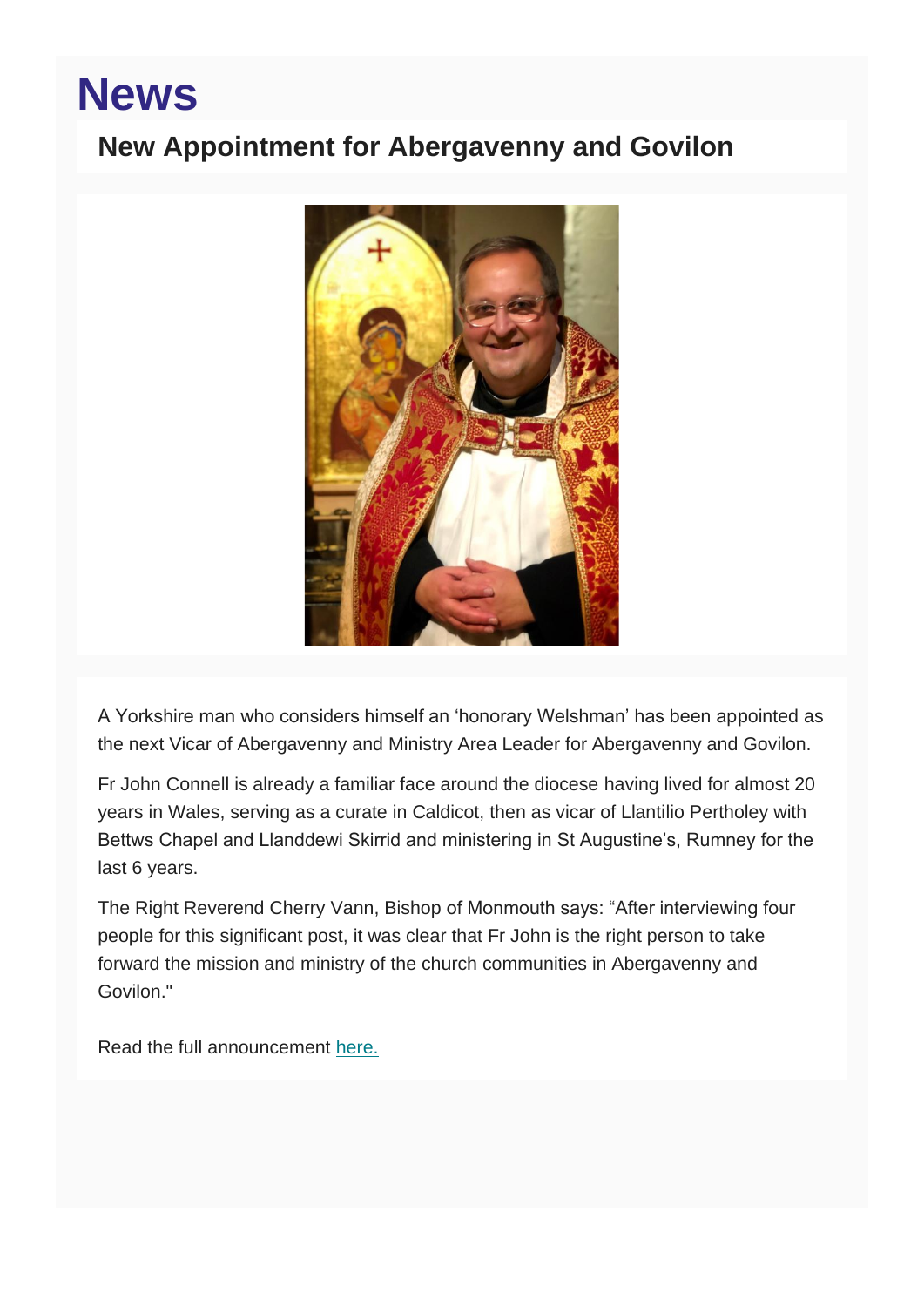# News

## New Appointment for Abergavenny and Govilon

A Yorkshire man who considers himself an 'honorary Welshman' has been appointed as the next Vicar of Abergavenny and Ministry Area Leader for Abergavenny and Govilon.

Fr John Connell is already a familiar face around the diocese having lived for almost 20 years in Wales, serving as a curate in Caldicot, then as vicar of Llantilio Pertholey with Bettws Chapel and Llanddewi Skirrid and ministering in St Augustine's, Rumney for the last 6 years.

The Right Reverend Cherry Vann, Bishop of Monmouth says: "After interviewing four people for this significant post, it was clear that Fr John is the right person to take forward the mission and ministry of the church communities in Abergavenny and Govilon."

Read the full announcement here.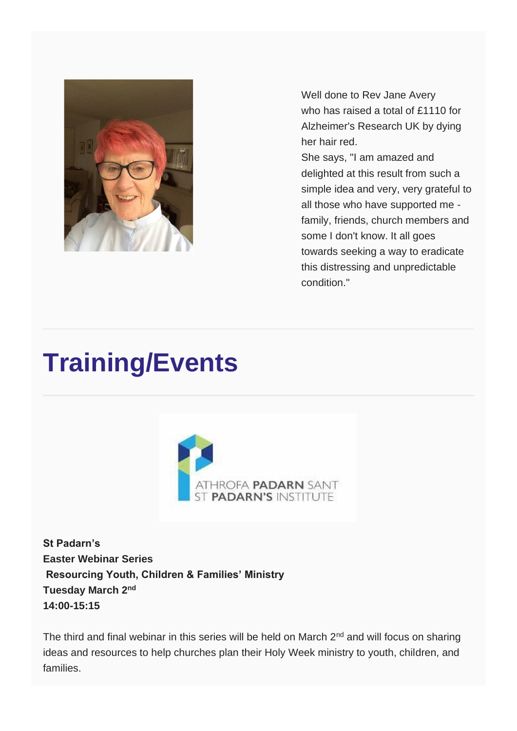Well done to Rev Jane Avery who has raised a total of £1110 for Alzheimer's Research UK by dying her hair red.

She says, "I am amazed and delighted at this result from such a simple idea and very, very grateful to all those who have supported me - family, friends, church members and some I don't know. It all goes towards seeking a way to eradicate this distressing and unpredictable condition."

# Training/Events

ATHROFA PADARN SANT
ST PADARN'S INSTITUTE

**St Padarn's**
**Easter Webinar Series**
**Resourcing Youth, Children & Families' Ministry**
**Tuesday March 2nd**
**14:00-15:15**

The third and final webinar in this series will be held on March 2nd and will focus on sharing ideas and resources to help churches plan their Holy Week ministry to youth, children, and families.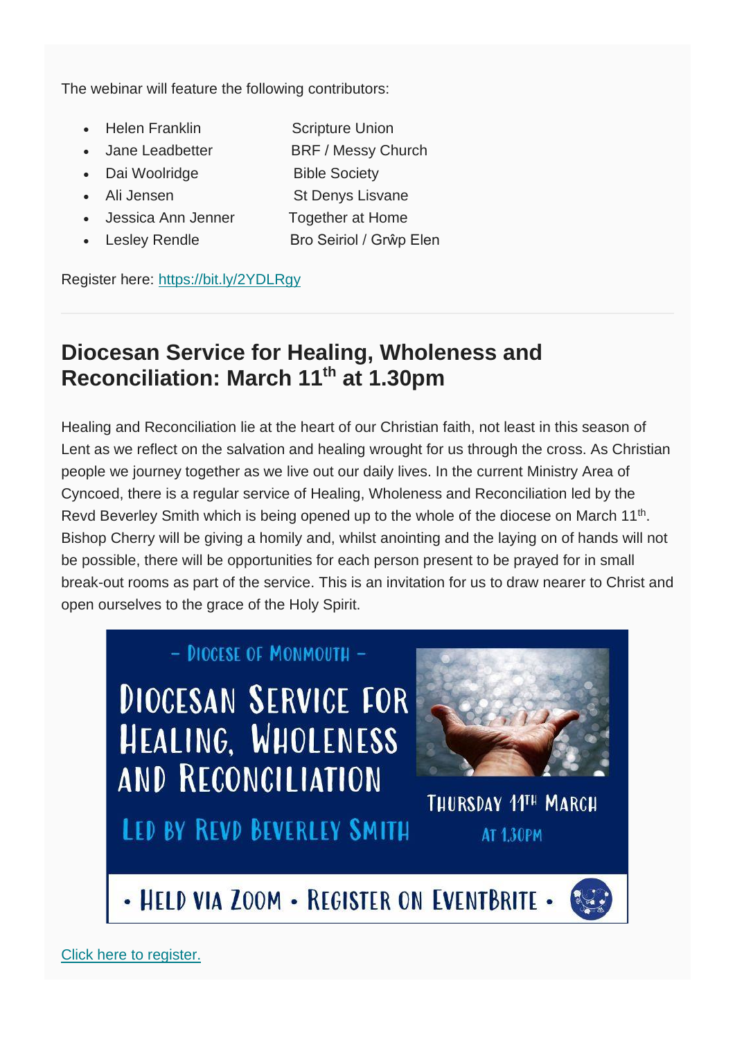The webinar will feature the following contributors:

- Helen Franklin — Scripture Union
- Jane Leadbetter — BRF / Messy Church
- Dai Woolridge — Bible Society
- Ali Jensen — St Denys Lisvane
- Jessica Ann Jenner — Together at Home
- Lesley Rendle — Bro Seiriol / Grŵp Elen

Register here: https://bit.ly/2YDLRgy

---

## Diocesan Service for Healing, Wholeness and Reconciliation: March 11th at 1.30pm

Healing and Reconciliation lie at the heart of our Christian faith, not least in this season of Lent as we reflect on the salvation and healing wrought for us through the cross. As Christian people we journey together as we live out our daily lives. In the current Ministry Area of Cyncoed, there is a regular service of Healing, Wholeness and Reconciliation led by the Revd Beverley Smith which is being opened up to the whole of the diocese on March 11th. Bishop Cherry will be giving a homily and, whilst anointing and the laying on of hands will not be possible, there will be opportunities for each person present to be prayed for in small break-out rooms as part of the service. This is an invitation for us to draw nearer to Christ and open ourselves to the grace of the Holy Spirit.

– Diocese of Monmouth –

Diocesan Service for Healing, Wholeness and Reconciliation

Led by Revd Beverley Smith

Thursday 11th March at 1.30pm

• Held via Zoom • Register on Eventbrite •

Click here to register.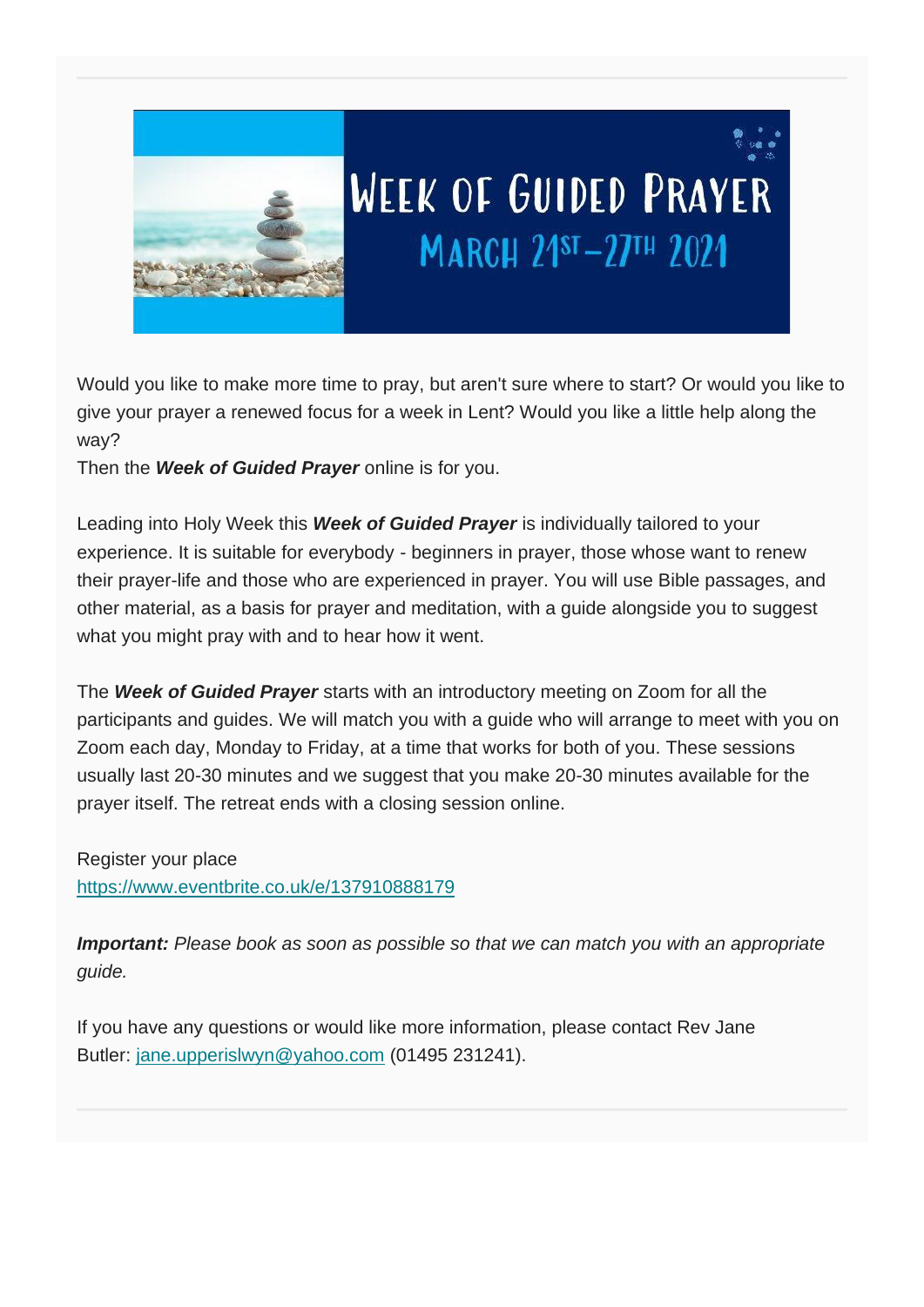# WEEK OF GUIDED PRAYER

## MARCH 21ST–27TH 2021

Would you like to make more time to pray, but aren't sure where to start? Or would you like to give your prayer a renewed focus for a week in Lent? Would you like a little help along the way?

Then the ***Week of Guided Prayer*** online is for you.

Leading into Holy Week this ***Week of Guided Prayer*** is individually tailored to your experience. It is suitable for everybody - beginners in prayer, those whose want to renew their prayer-life and those who are experienced in prayer. You will use Bible passages, and other material, as a basis for prayer and meditation, with a guide alongside you to suggest what you might pray with and to hear how it went.

The ***Week of Guided Prayer*** starts with an introductory meeting on Zoom for all the participants and guides. We will match you with a guide who will arrange to meet with you on Zoom each day, Monday to Friday, at a time that works for both of you. These sessions usually last 20-30 minutes and we suggest that you make 20-30 minutes available for the prayer itself. The retreat ends with a closing session online.

Register your place
https://www.eventbrite.co.uk/e/137910888179

***Important:*** *Please book as soon as possible so that we can match you with an appropriate guide.*

If you have any questions or would like more information, please contact Rev Jane Butler: jane.upperislwyn@yahoo.com (01495 231241).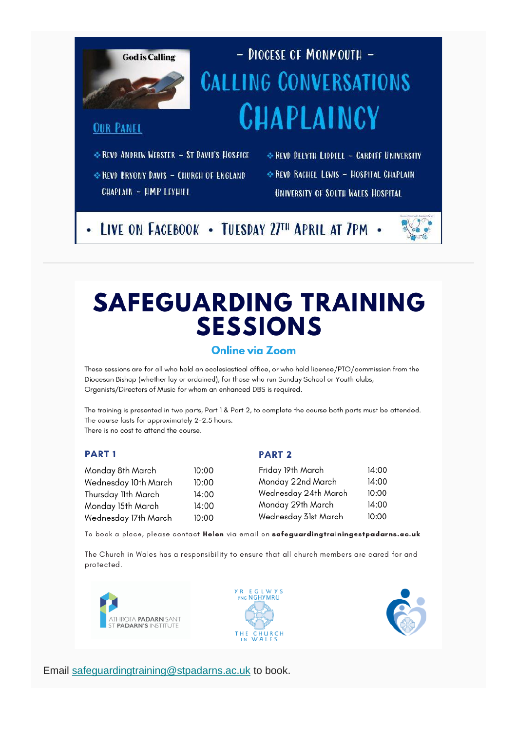God is Calling

# – Diocese of Monmouth –

# Calling Conversations Chaplaincy

## Our Panel

- Revd Andrew Webster – St David's Hospice
- Revd Bryony Davis – Church of England Chaplain – HMP Leyhill
- Revd Delyth Liddell – Cardiff University
- Revd Rachel Lewis – Hospital Chaplain University of South Wales Hospital

• Live on Facebook • Tuesday 27th April at 7pm •

---

# SAFEGUARDING TRAINING SESSIONS

### Online via Zoom

These sessions are for all who hold an ecclesiastical office, or who hold licence/PTO/commission from the Diocesan Bishop (whether lay or ordained), for those who run Sunday School or Youth clubs, Organists/Directors of Music for whom an enhanced DBS is required.

The training is presented in two parts, Part 1 & Part 2, to complete the course both parts must be attended.
The course lasts for approximately 2-2.5 hours.
There is no cost to attend the course.

### PART 1

| | |
|---|---|
| Monday 8th March | 10:00 |
| Wednesday 10th March | 10:00 |
| Thursday 11th March | 14:00 |
| Monday 15th March | 14:00 |
| Wednesday 17th March | 10:00 |

### PART 2

| | |
|---|---|
| Friday 19th March | 14:00 |
| Monday 22nd March | 14:00 |
| Wednesday 24th March | 10:00 |
| Monday 29th March | 14:00 |
| Wednesday 31st March | 10:00 |

To book a place, please contact **Helen** via email on **safeguardingtraining@stpadarns.ac.uk**

The Church in Wales has a responsibility to ensure that all church members are cared for and protected.

ATHROFA PADARN SANT ST PADARN'S INSTITUTE

YR EGLWYS YNG NGHYMRU THE CHURCH IN WALES

Email [safeguardingtraining@stpadarns.ac.uk](mailto:safeguardingtraining@stpadarns.ac.uk) to book.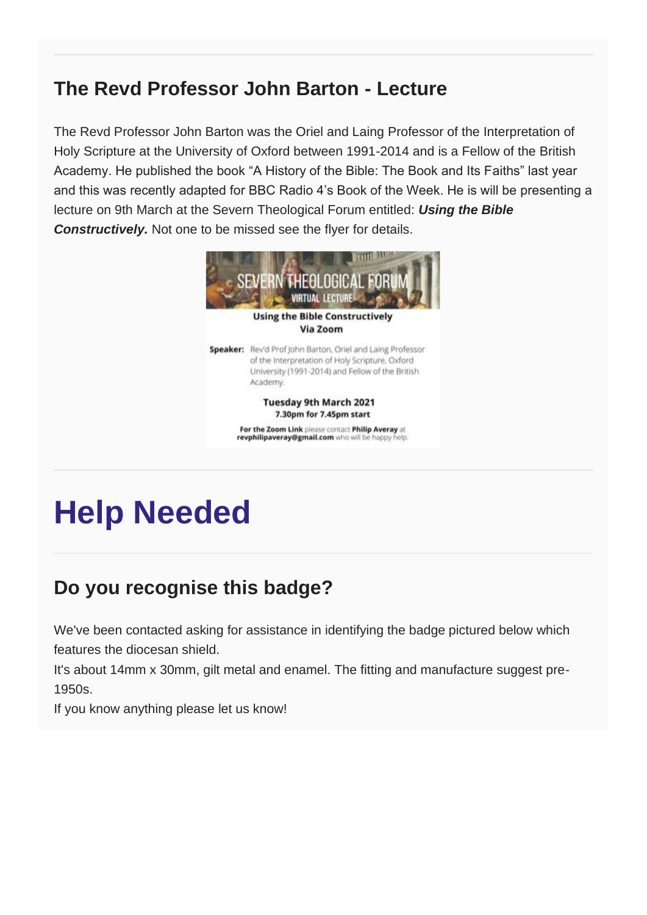## The Revd Professor John Barton - Lecture

The Revd Professor John Barton was the Oriel and Laing Professor of the Interpretation of Holy Scripture at the University of Oxford between 1991-2014 and is a Fellow of the British Academy. He published the book "A History of the Bible: The Book and Its Faiths" last year and this was recently adapted for BBC Radio 4's Book of the Week. He is will be presenting a lecture on 9th March at the Severn Theological Forum entitled: ***Using the Bible Constructively.*** Not one to be missed see the flyer for details.

SEVERN THEOLOGICAL FORUM
VIRTUAL LECTURE

**Using the Bible Constructively**
**Via Zoom**

**Speaker:** Rev'd Prof John Barton, Oriel and Laing Professor of the Interpretation of Holy Scripture, Oxford University (1991-2014) and Fellow of the British Academy.

**Tuesday 9th March 2021**
**7.30pm for 7.45pm start**

**For the Zoom Link** please contact **Philip Averay** at **revphilipaveray@gmail.com** who will be happy help.

# Help Needed

## Do you recognise this badge?

We've been contacted asking for assistance in identifying the badge pictured below which features the diocesan shield.

It's about 14mm x 30mm, gilt metal and enamel. The fitting and manufacture suggest pre-1950s.

If you know anything please let us know!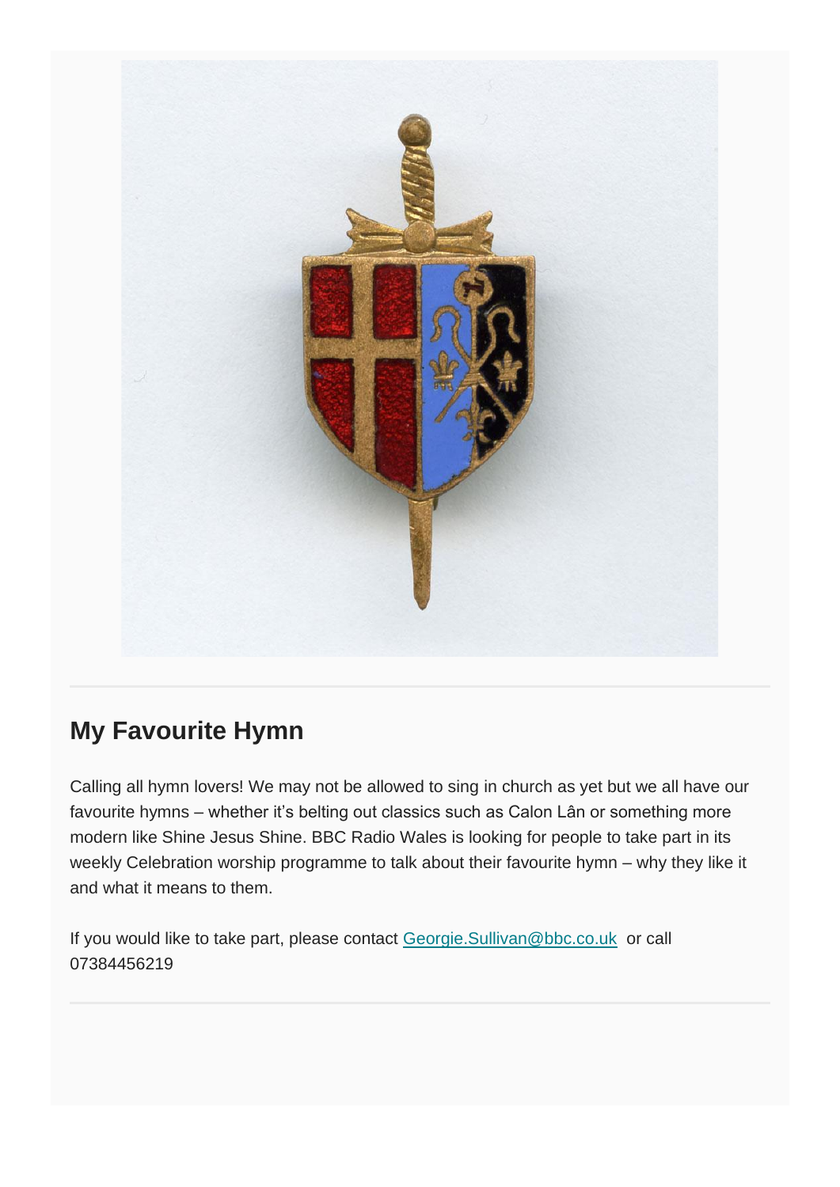## My Favourite Hymn

Calling all hymn lovers! We may not be allowed to sing in church as yet but we all have our favourite hymns – whether it's belting out classics such as Calon Lân or something more modern like Shine Jesus Shine. BBC Radio Wales is looking for people to take part in its weekly Celebration worship programme to talk about their favourite hymn – why they like it and what it means to them.

If you would like to take part, please contact [Georgie.Sullivan@bbc.co.uk](mailto:Georgie.Sullivan@bbc.co.uk) or call 07384456219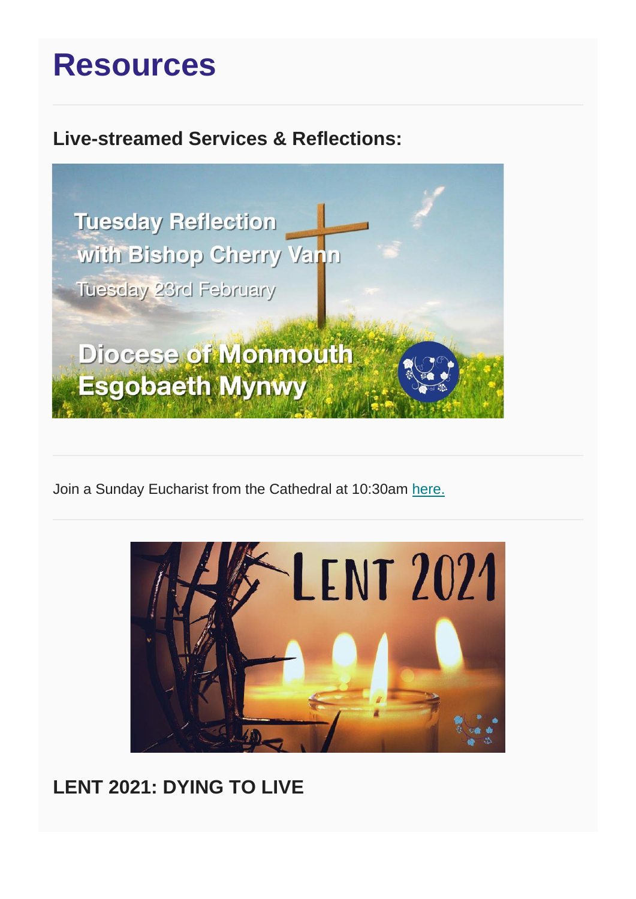# Resources

### Live-streamed Services & Reflections:

Join a Sunday Eucharist from the Cathedral at 10:30am here.

## LENT 2021: DYING TO LIVE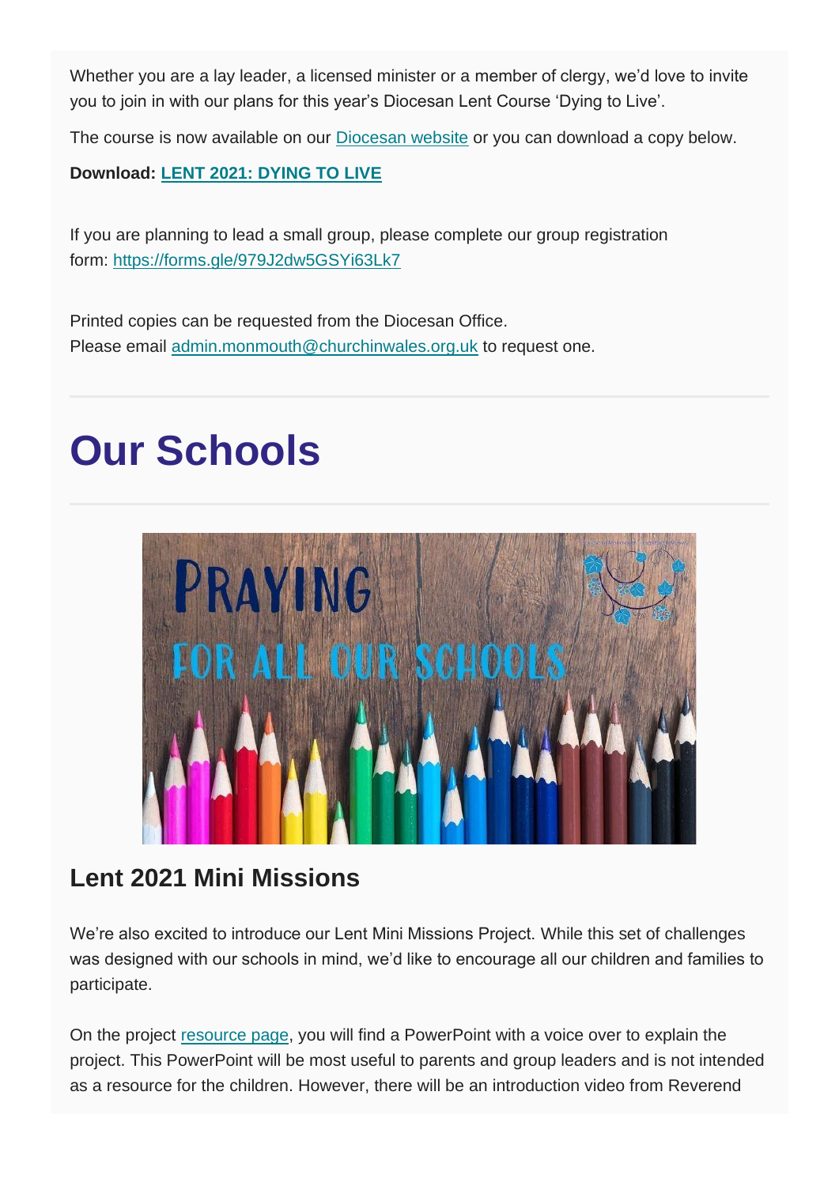Whether you are a lay leader, a licensed minister or a member of clergy, we'd love to invite you to join in with our plans for this year's Diocesan Lent Course 'Dying to Live'.

The course is now available on our Diocesan website or you can download a copy below.

**Download: LENT 2021: DYING TO LIVE**

If you are planning to lead a small group, please complete our group registration form: https://forms.gle/979J2dw5GSYi63Lk7

Printed copies can be requested from the Diocesan Office.
Please email admin.monmouth@churchinwales.org.uk to request one.

---

# Our Schools

---

## Lent 2021 Mini Missions

We're also excited to introduce our Lent Mini Missions Project. While this set of challenges was designed with our schools in mind, we'd like to encourage all our children and families to participate.

On the project resource page, you will find a PowerPoint with a voice over to explain the project. This PowerPoint will be most useful to parents and group leaders and is not intended as a resource for the children. However, there will be an introduction video from Reverend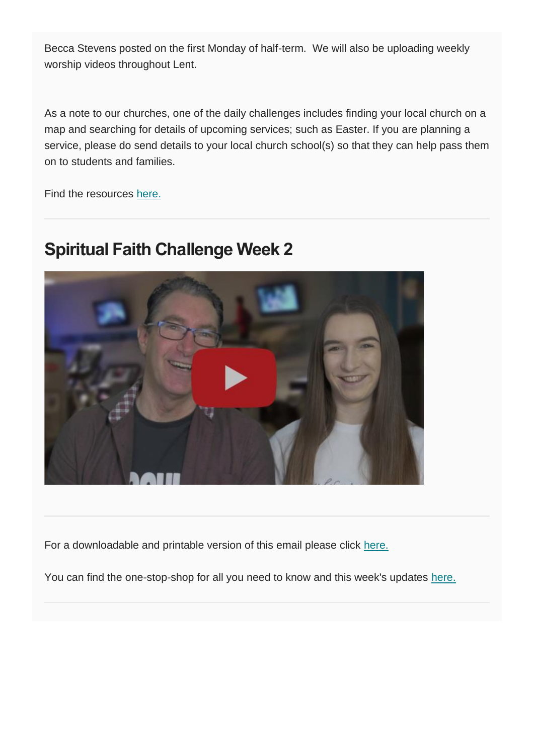Becca Stevens posted on the first Monday of half-term.  We will also be uploading weekly worship videos throughout Lent.

As a note to our churches, one of the daily challenges includes finding your local church on a map and searching for details of upcoming services; such as Easter. If you are planning a service, please do send details to your local church school(s) so that they can help pass them on to students and families.

Find the resources here.

---

## Spiritual Faith Challenge Week 2

---

For a downloadable and printable version of this email please click here.

You can find the one-stop-shop for all you need to know and this week's updates here.